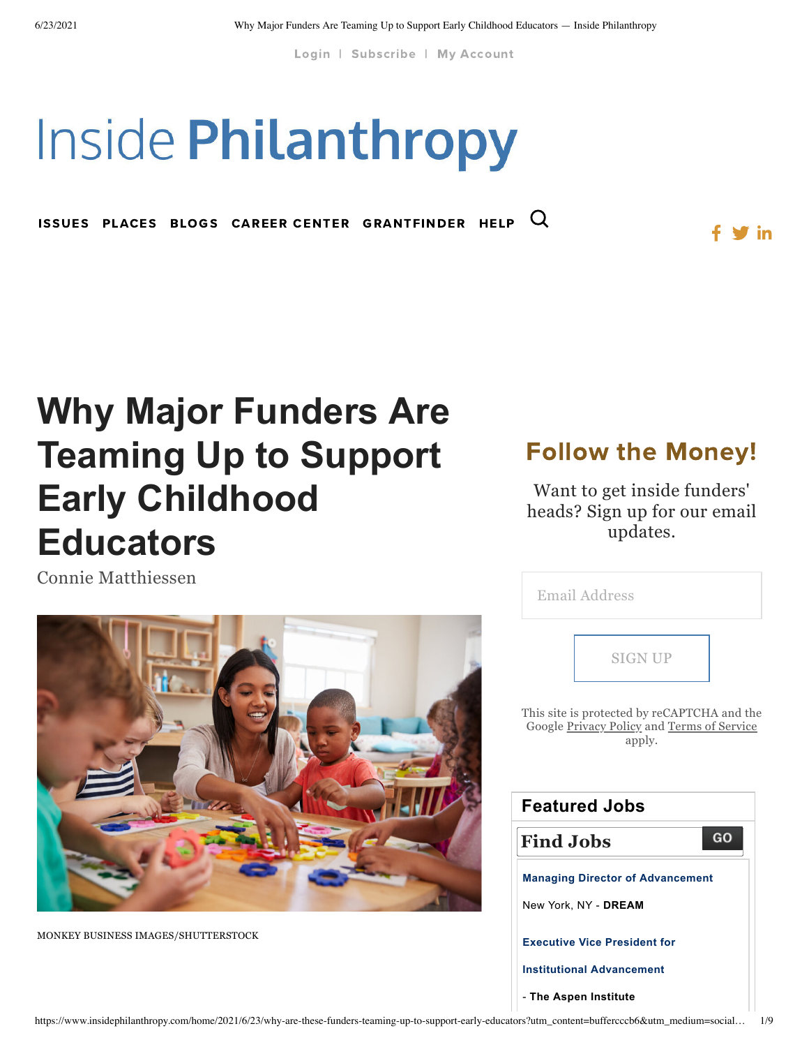Login | Subscribe | My Account

# Inside Philanthropy

ISSUES PLACES BLOGS CAREER CENTER GRANTFINDER HELP

# Why Major Funders Are Teaming Up to Support Early Childhood Educators

Connie Matthiessen

MONKEY BUSINESS IMAGES/SHUTTERSTOCK

## Follow the Money!

Want to get inside funders' heads? Sign up for our email updates.

Email Address

SIGN UP

This site is protected by reCAPTCHA and the Google Privacy Policy and Terms of Service apply.

### Featured Jobs

**Find Jobs** GO

**Managing Director of Advancement**

New York, NY - **DREAM**

**Executive Vice President for Institutional Advancement**

- **The Aspen Institute**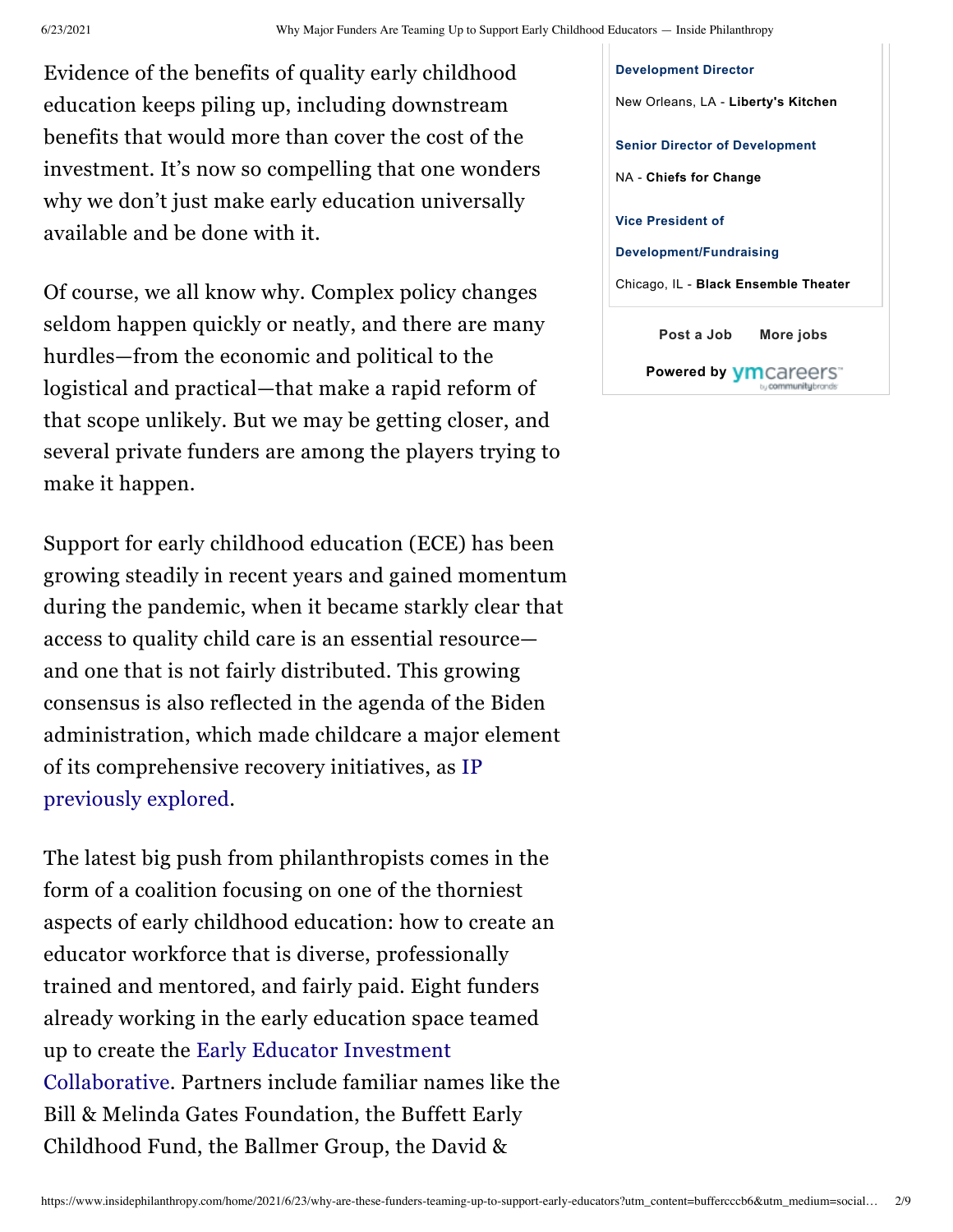Evidence of the benefits of quality early childhood education keeps piling up, including downstream benefits that would more than cover the cost of the investment. It's now so compelling that one wonders why we don't just make early education universally available and be done with it.

Of course, we all know why. Complex policy changes seldom happen quickly or neatly, and there are many hurdles—from the economic and political to the logistical and practical—that make a rapid reform of that scope unlikely. But we may be getting closer, and several private funders are among the players trying to make it happen.

Support for early childhood education (ECE) has been growing steadily in recent years and gained momentum during the pandemic, when it became starkly clear that access to quality child care is an essential resource—and one that is not fairly distributed. This growing consensus is also reflected in the agenda of the Biden administration, which made childcare a major element of its comprehensive recovery initiatives, as IP previously explored.

The latest big push from philanthropists comes in the form of a coalition focusing on one of the thorniest aspects of early childhood education: how to create an educator workforce that is diverse, professionally trained and mentored, and fairly paid. Eight funders already working in the early education space teamed up to create the Early Educator Investment Collaborative. Partners include familiar names like the Bill & Melinda Gates Foundation, the Buffett Early Childhood Fund, the Ballmer Group, the David &

**Development Director**

New Orleans, LA - **Liberty's Kitchen**

**Senior Director of Development**

NA - **Chiefs for Change**

**Vice President of Development/Fundraising**

Chicago, IL - **Black Ensemble Theater**

**Post a Job** **More jobs**

**Powered by** ymcareers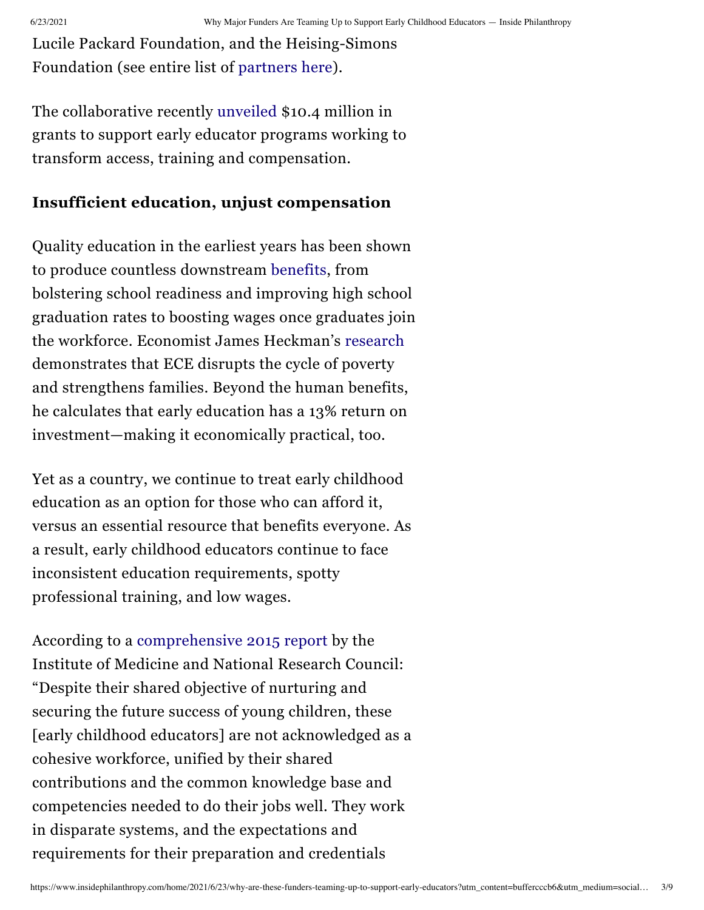Lucile Packard Foundation, and the Heising-Simons Foundation (see entire list of partners here).

The collaborative recently unveiled $10.4 million in grants to support early educator programs working to transform access, training and compensation.

### Insufficient education, unjust compensation

Quality education in the earliest years has been shown to produce countless downstream benefits, from bolstering school readiness and improving high school graduation rates to boosting wages once graduates join the workforce. Economist James Heckman's research demonstrates that ECE disrupts the cycle of poverty and strengthens families. Beyond the human benefits, he calculates that early education has a 13% return on investment—making it economically practical, too.

Yet as a country, we continue to treat early childhood education as an option for those who can afford it, versus an essential resource that benefits everyone. As a result, early childhood educators continue to face inconsistent education requirements, spotty professional training, and low wages.

According to a comprehensive 2015 report by the Institute of Medicine and National Research Council: "Despite their shared objective of nurturing and securing the future success of young children, these [early childhood educators] are not acknowledged as a cohesive workforce, unified by their shared contributions and the common knowledge base and competencies needed to do their jobs well. They work in disparate systems, and the expectations and requirements for their preparation and credentials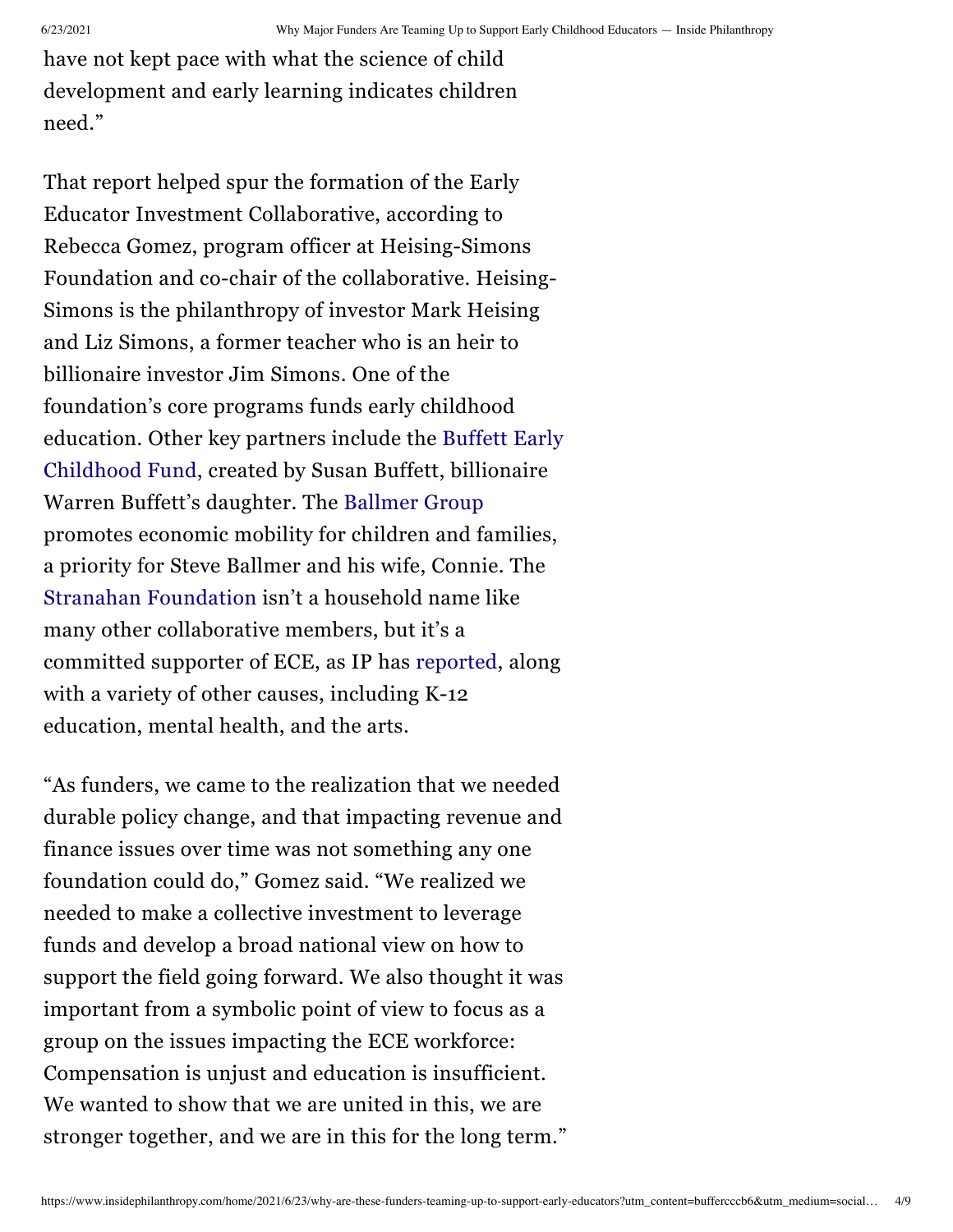have not kept pace with what the science of child development and early learning indicates children need."

That report helped spur the formation of the Early Educator Investment Collaborative, according to Rebecca Gomez, program officer at Heising-Simons Foundation and co-chair of the collaborative. Heising-Simons is the philanthropy of investor Mark Heising and Liz Simons, a former teacher who is an heir to billionaire investor Jim Simons. One of the foundation's core programs funds early childhood education. Other key partners include the Buffett Early Childhood Fund, created by Susan Buffett, billionaire Warren Buffett's daughter. The Ballmer Group promotes economic mobility for children and families, a priority for Steve Ballmer and his wife, Connie. The Stranahan Foundation isn't a household name like many other collaborative members, but it's a committed supporter of ECE, as IP has reported, along with a variety of other causes, including K-12 education, mental health, and the arts.

"As funders, we came to the realization that we needed durable policy change, and that impacting revenue and finance issues over time was not something any one foundation could do," Gomez said. "We realized we needed to make a collective investment to leverage funds and develop a broad national view on how to support the field going forward. We also thought it was important from a symbolic point of view to focus as a group on the issues impacting the ECE workforce: Compensation is unjust and education is insufficient. We wanted to show that we are united in this, we are stronger together, and we are in this for the long term."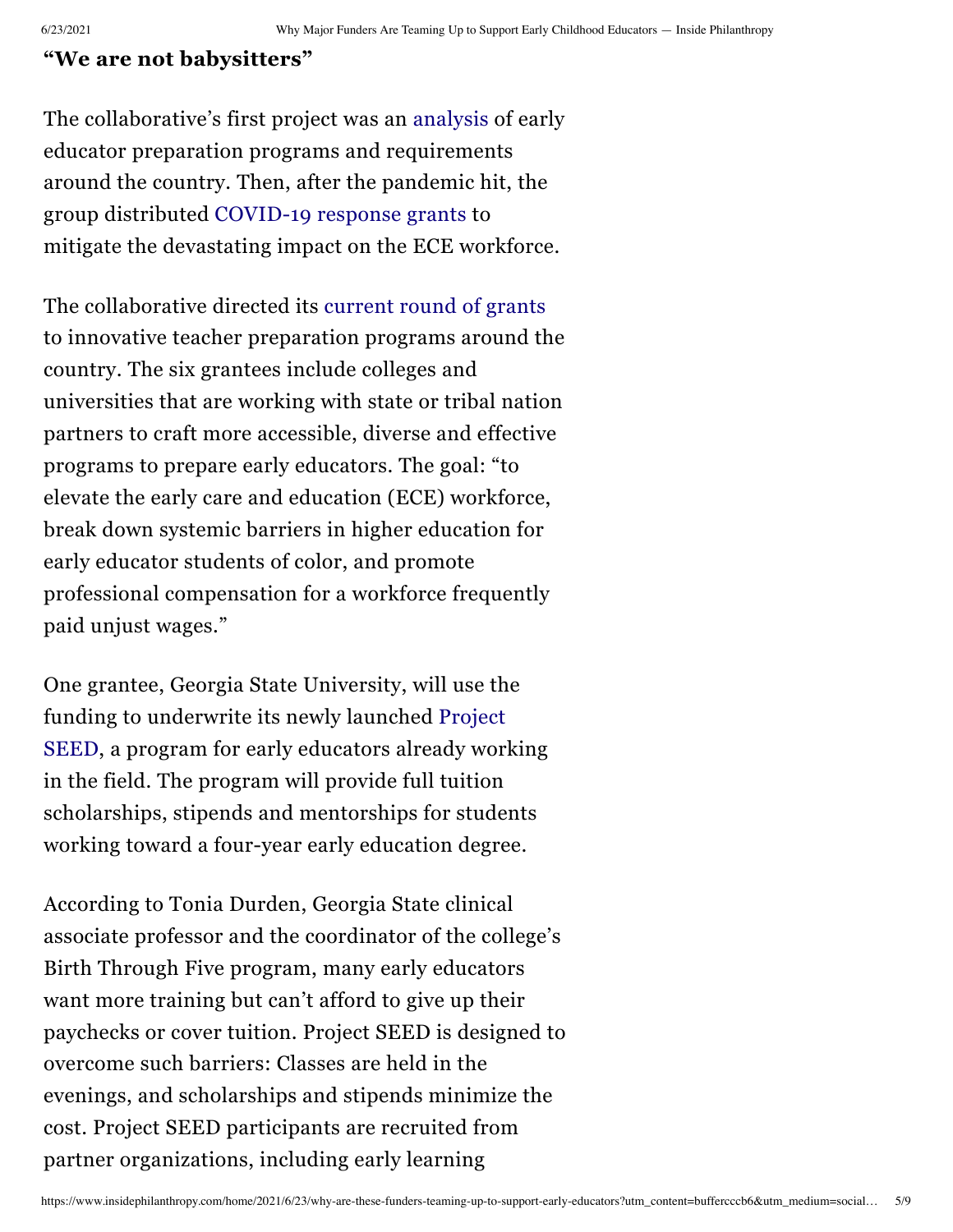### **"We are not babysitters"**

The collaborative's first project was an analysis of early educator preparation programs and requirements around the country. Then, after the pandemic hit, the group distributed COVID-19 response grants to mitigate the devastating impact on the ECE workforce.

The collaborative directed its current round of grants to innovative teacher preparation programs around the country. The six grantees include colleges and universities that are working with state or tribal nation partners to craft more accessible, diverse and effective programs to prepare early educators. The goal: "to elevate the early care and education (ECE) workforce, break down systemic barriers in higher education for early educator students of color, and promote professional compensation for a workforce frequently paid unjust wages."

One grantee, Georgia State University, will use the funding to underwrite its newly launched Project SEED, a program for early educators already working in the field. The program will provide full tuition scholarships, stipends and mentorships for students working toward a four-year early education degree.

According to Tonia Durden, Georgia State clinical associate professor and the coordinator of the college's Birth Through Five program, many early educators want more training but can't afford to give up their paychecks or cover tuition. Project SEED is designed to overcome such barriers: Classes are held in the evenings, and scholarships and stipends minimize the cost. Project SEED participants are recruited from partner organizations, including early learning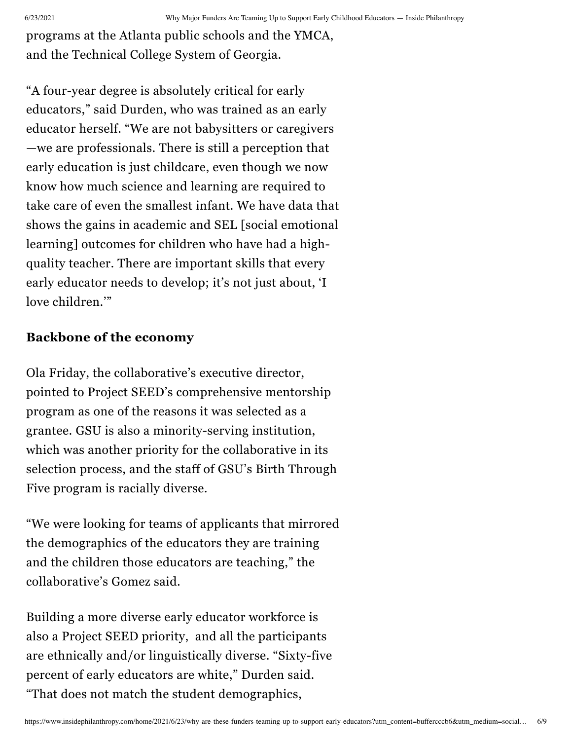programs at the Atlanta public schools and the YMCA, and the Technical College System of Georgia.

"A four-year degree is absolutely critical for early educators," said Durden, who was trained as an early educator herself. "We are not babysitters or caregivers —we are professionals. There is still a perception that early education is just childcare, even though we now know how much science and learning are required to take care of even the smallest infant. We have data that shows the gains in academic and SEL [social emotional learning] outcomes for children who have had a high-quality teacher. There are important skills that every early educator needs to develop; it's not just about, 'I love children.'"

**Backbone of the economy**

Ola Friday, the collaborative's executive director, pointed to Project SEED's comprehensive mentorship program as one of the reasons it was selected as a grantee. GSU is also a minority-serving institution, which was another priority for the collaborative in its selection process, and the staff of GSU's Birth Through Five program is racially diverse.

"We were looking for teams of applicants that mirrored the demographics of the educators they are training and the children those educators are teaching," the collaborative's Gomez said.

Building a more diverse early educator workforce is also a Project SEED priority, and all the participants are ethnically and/or linguistically diverse. "Sixty-five percent of early educators are white," Durden said. "That does not match the student demographics,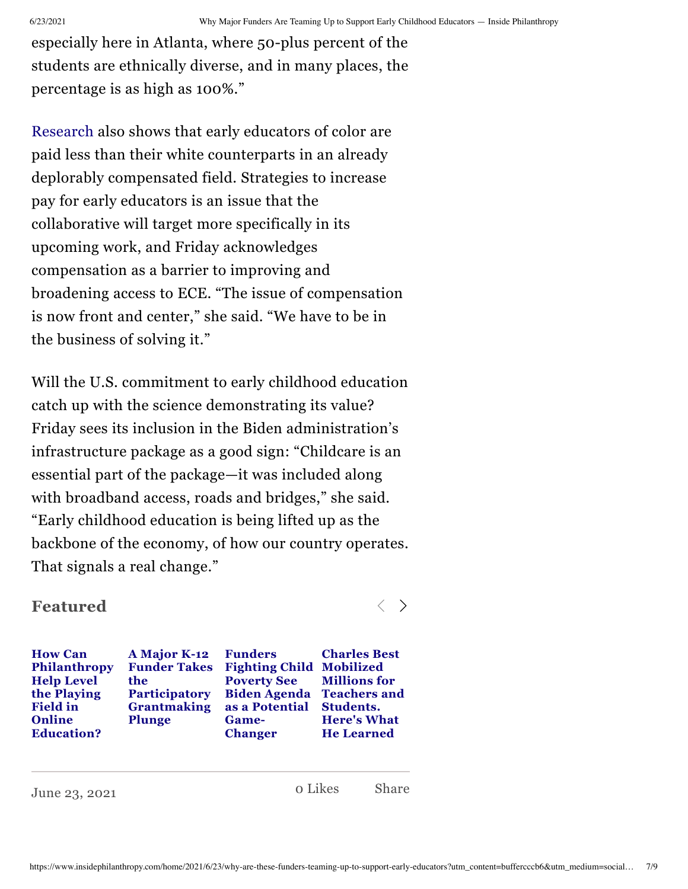especially here in Atlanta, where 50-plus percent of the students are ethnically diverse, and in many places, the percentage is as high as 100%."

Research also shows that early educators of color are paid less than their white counterparts in an already deplorably compensated field. Strategies to increase pay for early educators is an issue that the collaborative will target more specifically in its upcoming work, and Friday acknowledges compensation as a barrier to improving and broadening access to ECE. "The issue of compensation is now front and center," she said. "We have to be in the business of solving it."

Will the U.S. commitment to early childhood education catch up with the science demonstrating its value? Friday sees its inclusion in the Biden administration's infrastructure package as a good sign: "Childcare is an essential part of the package—it was included along with broadband access, roads and bridges," she said. "Early childhood education is being lifted up as the backbone of the economy, of how our country operates. That signals a real change."

## Featured

**How Can Philanthropy Help Level the Playing Field in Online Education?**

**A Major K-12 Funder Takes the Participatory Grantmaking Plunge**

**Funders Fighting Child Poverty See Biden Agenda as a Potential Game-Changer**

**Charles Best Mobilized Millions for Teachers and Students. Here's What He Learned**

June 23, 2021

0 Likes

Share